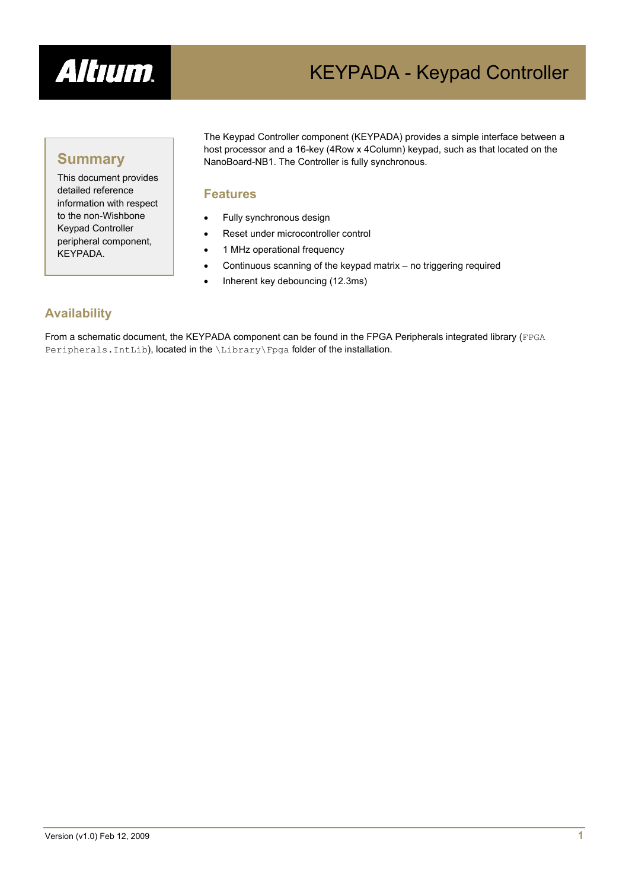# KEYPADA - Keypad Controller

## Summary

This document provides detailed reference information with respect to the non-Wishbone Keypad Controller peripheral component, KEYPADA.

The Keypad Controller component (KEYPADA) provides a simple interface between a host processor and a 16-key (4Row x 4Column) keypad, such as that located on the NanoBoard-NB1. The Controller is fully synchronous.

## Features

- Fully synchronous design
- Reset under microcontroller control
- 1 MHz operational frequency
- Continuous scanning of the keypad matrix – no triggering required
- Inherent key debouncing (12.3ms)

## Availability

From a schematic document, the KEYPADA component can be found in the FPGA Peripherals integrated library (`FPGA Peripherals.IntLib`), located in the `\Library\Fpga` folder of the installation.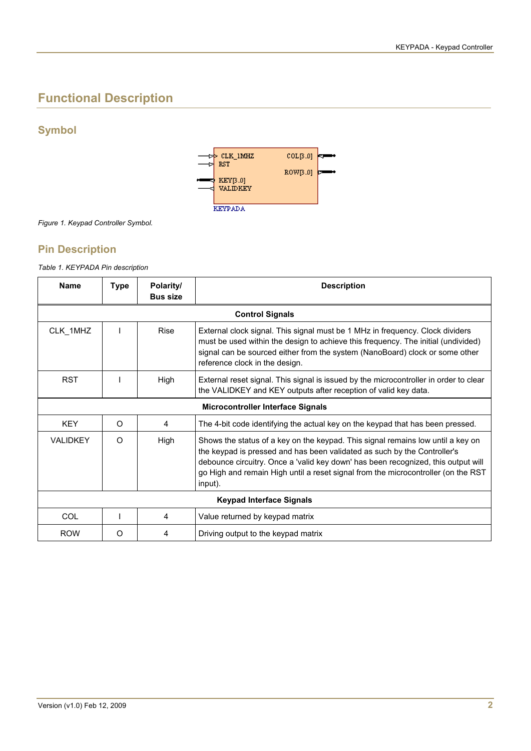# Functional Description

## Symbol

Figure 1. Keypad Controller Symbol.

## Pin Description

*Table 1. KEYPADA Pin description*

| Name | Type | Polarity/ Bus size | Description |
|---|---|---|---|
| **Control Signals** | | | |
| CLK_1MHZ | I | Rise | External clock signal. This signal must be 1 MHz in frequency. Clock dividers must be used within the design to achieve this frequency. The initial (undivided) signal can be sourced either from the system (NanoBoard) clock or some other reference clock in the design. |
| RST | I | High | External reset signal. This signal is issued by the microcontroller in order to clear the VALIDKEY and KEY outputs after reception of valid key data. |
| **Microcontroller Interface Signals** | | | |
| KEY | O | 4 | The 4-bit code identifying the actual key on the keypad that has been pressed. |
| VALIDKEY | O | High | Shows the status of a key on the keypad. This signal remains low until a key on the keypad is pressed and has been validated as such by the Controller's debounce circuitry. Once a 'valid key down' has been recognized, this output will go High and remain High until a reset signal from the microcontroller (on the RST input). |
| **Keypad Interface Signals** | | | |
| COL | I | 4 | Value returned by keypad matrix |
| ROW | O | 4 | Driving output to the keypad matrix |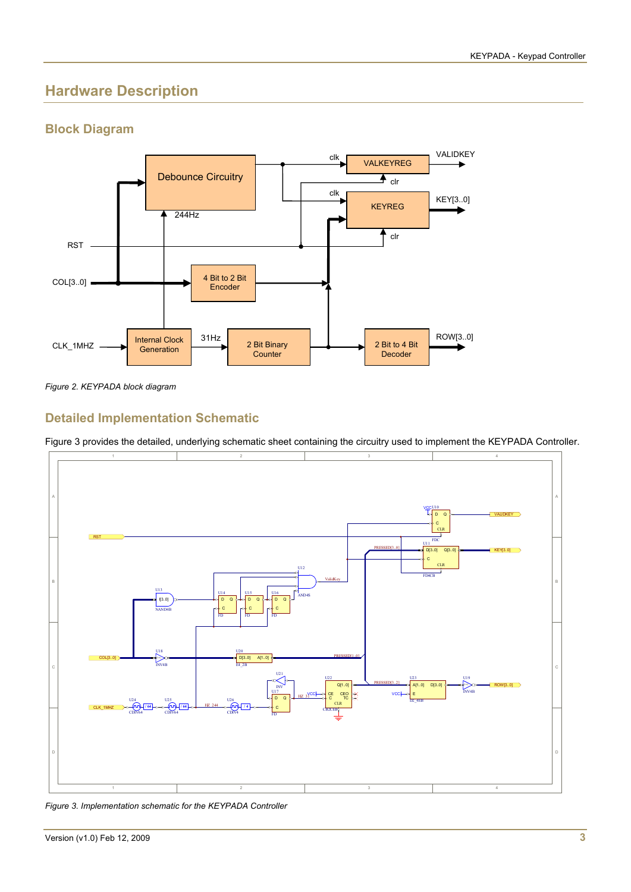# Hardware Description

## Block Diagram

*Figure 2. KEYPADA block diagram*

## Detailed Implementation Schematic

Figure 3 provides the detailed, underlying schematic sheet containing the circuitry used to implement the KEYPADA Controller.

*Figure 3. Implementation schematic for the KEYPADA Controller*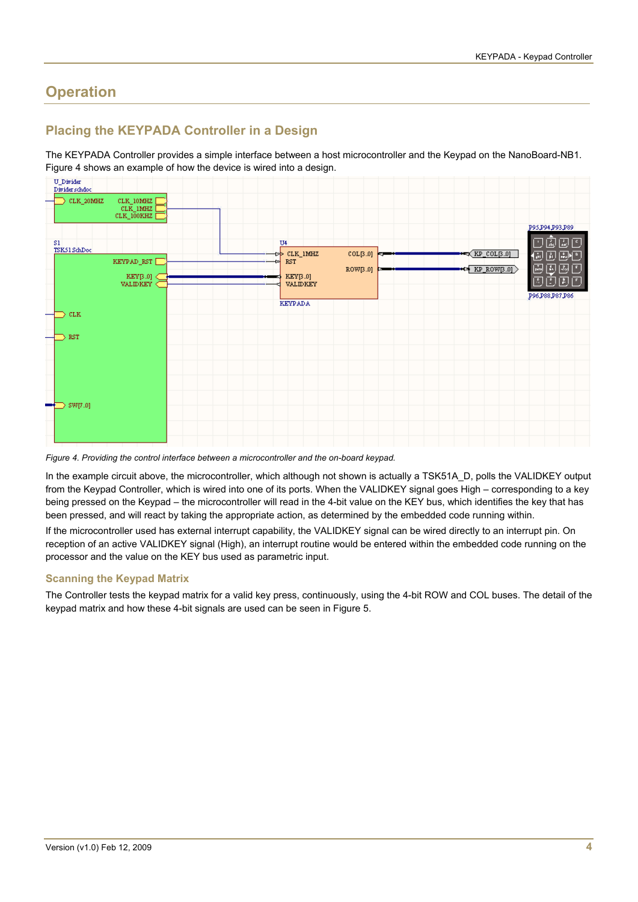# Operation

## Placing the KEYPADA Controller in a Design

The KEYPADA Controller provides a simple interface between a host microcontroller and the Keypad on the NanoBoard-NB1. Figure 4 shows an example of how the device is wired into a design.

*Figure 4. Providing the control interface between a microcontroller and the on-board keypad.*

In the example circuit above, the microcontroller, which although not shown is actually a TSK51A_D, polls the VALIDKEY output from the Keypad Controller, which is wired into one of its ports. When the VALIDKEY signal goes High – corresponding to a key being pressed on the Keypad – the microcontroller will read in the 4-bit value on the KEY bus, which identifies the key that has been pressed, and will react by taking the appropriate action, as determined by the embedded code running within.

If the microcontroller used has external interrupt capability, the VALIDKEY signal can be wired directly to an interrupt pin. On reception of an active VALIDKEY signal (High), an interrupt routine would be entered within the embedded code running on the processor and the value on the KEY bus used as parametric input.

### Scanning the Keypad Matrix

The Controller tests the keypad matrix for a valid key press, continuously, using the 4-bit ROW and COL buses. The detail of the keypad matrix and how these 4-bit signals are used can be seen in Figure 5.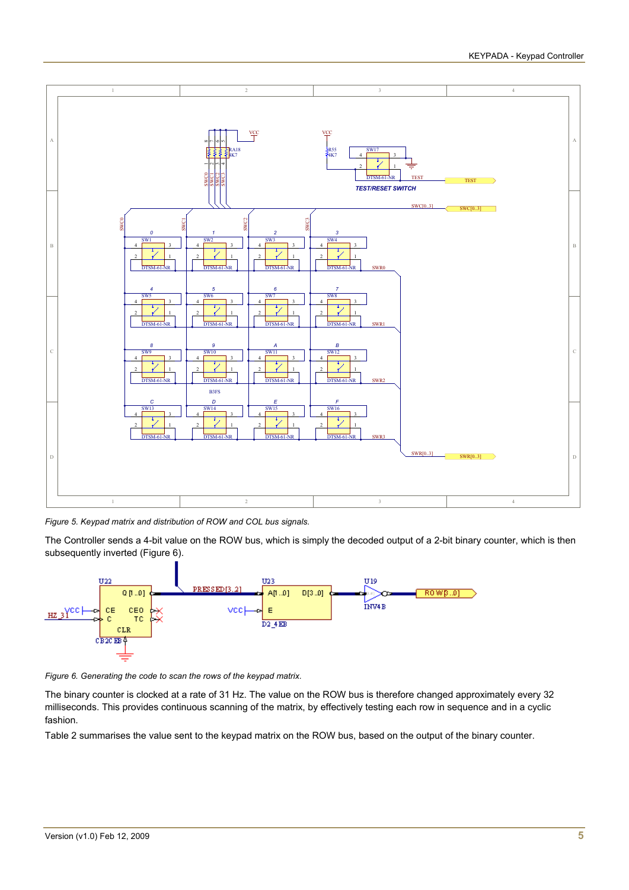*Figure 5. Keypad matrix and distribution of ROW and COL bus signals.*

The Controller sends a 4-bit value on the ROW bus, which is simply the decoded output of a 2-bit binary counter, which is then subsequently inverted (Figure 6).

*Figure 6. Generating the code to scan the rows of the keypad matrix.*

The binary counter is clocked at a rate of 31 Hz. The value on the ROW bus is therefore changed approximately every 32 milliseconds. This provides continuous scanning of the matrix, by effectively testing each row in sequence and in a cyclic fashion.

Table 2 summarises the value sent to the keypad matrix on the ROW bus, based on the output of the binary counter.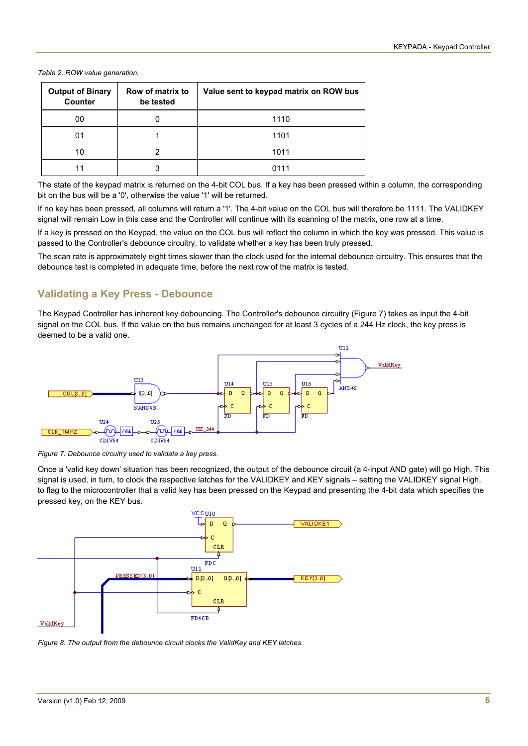*Table 2. ROW value generation.*

| Output of Binary Counter | Row of matrix to be tested | Value sent to keypad matrix on ROW bus |
|---|---|---|
| 00 | 0 | 1110 |
| 01 | 1 | 1101 |
| 10 | 2 | 1011 |
| 11 | 3 | 0111 |

The state of the keypad matrix is returned on the 4-bit COL bus. If a key has been pressed within a column, the corresponding bit on the bus will be a '0', otherwise the value '1' will be returned.

If no key has been pressed, all columns will return a '1'. The 4-bit value on the COL bus will therefore be 1111. The VALIDKEY signal will remain Low in this case and the Controller will continue with its scanning of the matrix, one row at a time.

If a key is pressed on the Keypad, the value on the COL bus will reflect the column in which the key was pressed. This value is passed to the Controller's debounce circuitry, to validate whether a key has been truly pressed.

The scan rate is approximately eight times slower than the clock used for the internal debounce circuitry. This ensures that the debounce test is completed in adequate time, before the next row of the matrix is tested.

## Validating a Key Press - Debounce

The Keypad Controller has inherent key debouncing. The Controller's debounce circuitry (Figure 7) takes as input the 4-bit signal on the COL bus. If the value on the bus remains unchanged for at least 3 cycles of a 244 Hz clock, the key press is deemed to be a valid one.

*Figure 7. Debounce circuitry used to validate a key press.*

Once a 'valid key down' situation has been recognized, the output of the debounce circuit (a 4-input AND gate) will go High. This signal is used, in turn, to clock the respective latches for the VALIDKEY and KEY signals – setting the VALIDKEY signal High, to flag to the microcontroller that a valid key has been pressed on the Keypad and presenting the 4-bit data which specifies the pressed key, on the KEY bus.

*Figure 8. The output from the debounce circuit clocks the ValidKey and KEY latches.*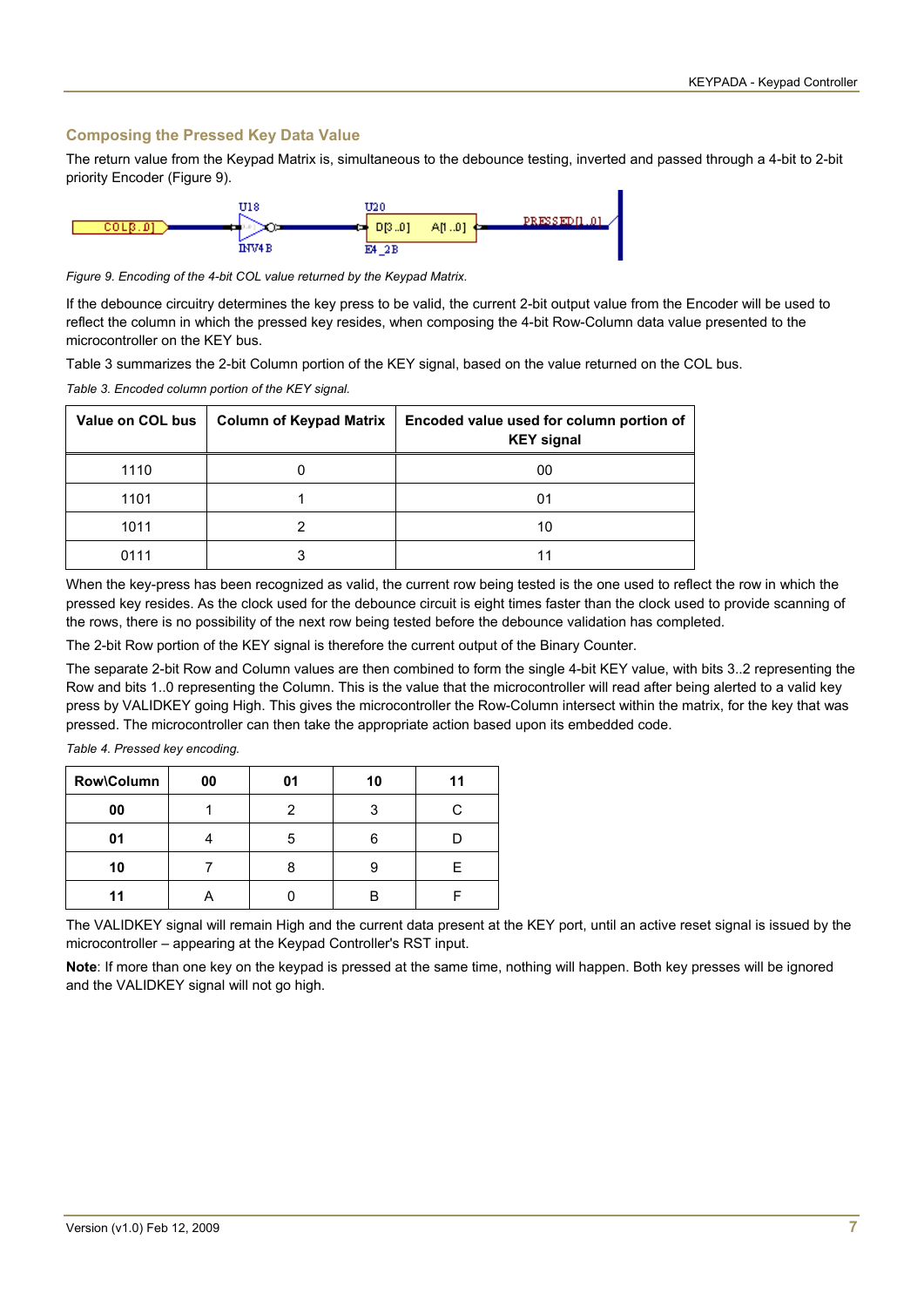## Composing the Pressed Key Data Value

The return value from the Keypad Matrix is, simultaneous to the debounce testing, inverted and passed through a 4-bit to 2-bit priority Encoder (Figure 9).

*Figure 9. Encoding of the 4-bit COL value returned by the Keypad Matrix.*

If the debounce circuitry determines the key press to be valid, the current 2-bit output value from the Encoder will be used to reflect the column in which the pressed key resides, when composing the 4-bit Row-Column data value presented to the microcontroller on the KEY bus.

Table 3 summarizes the 2-bit Column portion of the KEY signal, based on the value returned on the COL bus.

*Table 3. Encoded column portion of the KEY signal.*

| Value on COL bus | Column of Keypad Matrix | Encoded value used for column portion of KEY signal |
|---|---|---|
| 1110 | 0 | 00 |
| 1101 | 1 | 01 |
| 1011 | 2 | 10 |
| 0111 | 3 | 11 |

When the key-press has been recognized as valid, the current row being tested is the one used to reflect the row in which the pressed key resides. As the clock used for the debounce circuit is eight times faster than the clock used to provide scanning of the rows, there is no possibility of the next row being tested before the debounce validation has completed.

The 2-bit Row portion of the KEY signal is therefore the current output of the Binary Counter.

The separate 2-bit Row and Column values are then combined to form the single 4-bit KEY value, with bits 3..2 representing the Row and bits 1..0 representing the Column. This is the value that the microcontroller will read after being alerted to a valid key press by VALIDKEY going High. This gives the microcontroller the Row-Column intersect within the matrix, for the key that was pressed. The microcontroller can then take the appropriate action based upon its embedded code.

*Table 4. Pressed key encoding.*

| Row\Column | 00 | 01 | 10 | 11 |
|---|---|---|---|---|
| **00** | 1 | 2 | 3 | C |
| **01** | 4 | 5 | 6 | D |
| **10** | 7 | 8 | 9 | E |
| **11** | A | 0 | B | F |

The VALIDKEY signal will remain High and the current data present at the KEY port, until an active reset signal is issued by the microcontroller – appearing at the Keypad Controller's RST input.

**Note**: If more than one key on the keypad is pressed at the same time, nothing will happen. Both key presses will be ignored and the VALIDKEY signal will not go high.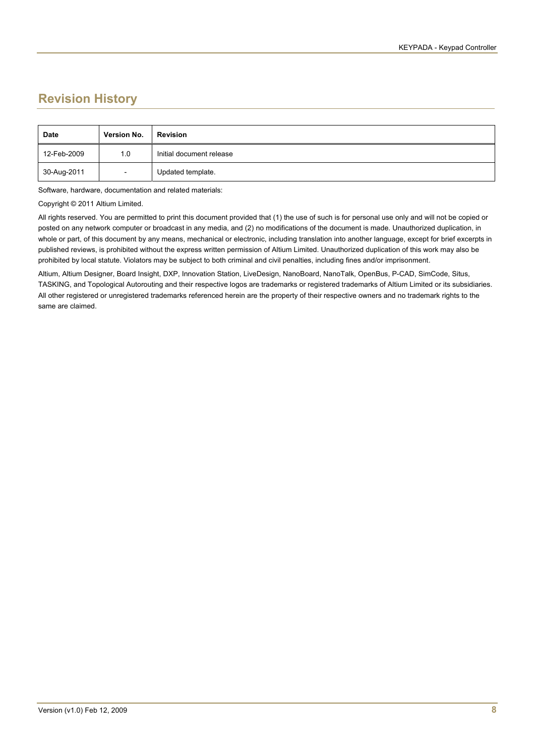# Revision History

| Date | Version No. | Revision |
|---|---|---|
| 12-Feb-2009 | 1.0 | Initial document release |
| 30-Aug-2011 | - | Updated template. |

Software, hardware, documentation and related materials:

Copyright © 2011 Altium Limited.

All rights reserved. You are permitted to print this document provided that (1) the use of such is for personal use only and will not be copied or posted on any network computer or broadcast in any media, and (2) no modifications of the document is made. Unauthorized duplication, in whole or part, of this document by any means, mechanical or electronic, including translation into another language, except for brief excerpts in published reviews, is prohibited without the express written permission of Altium Limited. Unauthorized duplication of this work may also be prohibited by local statute. Violators may be subject to both criminal and civil penalties, including fines and/or imprisonment.

Altium, Altium Designer, Board Insight, DXP, Innovation Station, LiveDesign, NanoBoard, NanoTalk, OpenBus, P-CAD, SimCode, Situs, TASKING, and Topological Autorouting and their respective logos are trademarks or registered trademarks of Altium Limited or its subsidiaries. All other registered or unregistered trademarks referenced herein are the property of their respective owners and no trademark rights to the same are claimed.